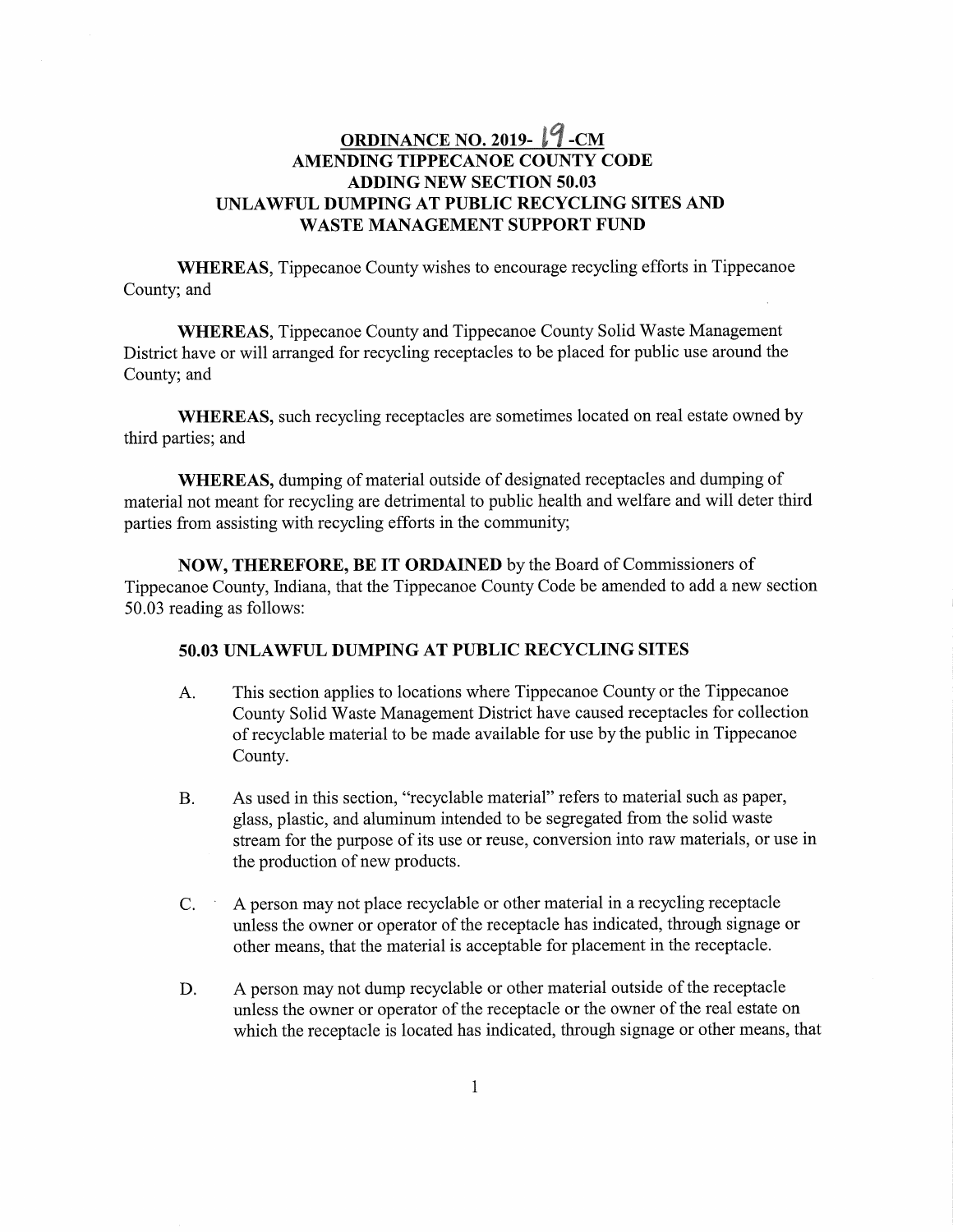# ORDINANCE NO. 2019- 19 -CM
## AMENDING TIPPECANOE COUNTY CODE
## ADDING NEW SECTION 50.03
## UNLAWFUL DUMPING AT PUBLIC RECYCLING SITES AND WASTE MANAGEMENT SUPPORT FUND

**WHEREAS**, Tippecanoe County wishes to encourage recycling efforts in Tippecanoe County; and

**WHEREAS**, Tippecanoe County and Tippecanoe County Solid Waste Management District have or will arranged for recycling receptacles to be placed for public use around the County; and

**WHEREAS,** such recycling receptacles are sometimes located on real estate owned by third parties; and

**WHEREAS,** dumping of material outside of designated receptacles and dumping of material not meant for recycling are detrimental to public health and welfare and will deter third parties from assisting with recycling efforts in the community;

**NOW, THEREFORE, BE IT ORDAINED** by the Board of Commissioners of Tippecanoe County, Indiana, that the Tippecanoe County Code be amended to add a new section 50.03 reading as follows:

### 50.03 UNLAWFUL DUMPING AT PUBLIC RECYCLING SITES

A. This section applies to locations where Tippecanoe County or the Tippecanoe County Solid Waste Management District have caused receptacles for collection of recyclable material to be made available for use by the public in Tippecanoe County.

B. As used in this section, "recyclable material" refers to material such as paper, glass, plastic, and aluminum intended to be segregated from the solid waste stream for the purpose of its use or reuse, conversion into raw materials, or use in the production of new products.

C. A person may not place recyclable or other material in a recycling receptacle unless the owner or operator of the receptacle has indicated, through signage or other means, that the material is acceptable for placement in the receptacle.

D. A person may not dump recyclable or other material outside of the receptacle unless the owner or operator of the receptacle or the owner of the real estate on which the receptacle is located has indicated, through signage or other means, that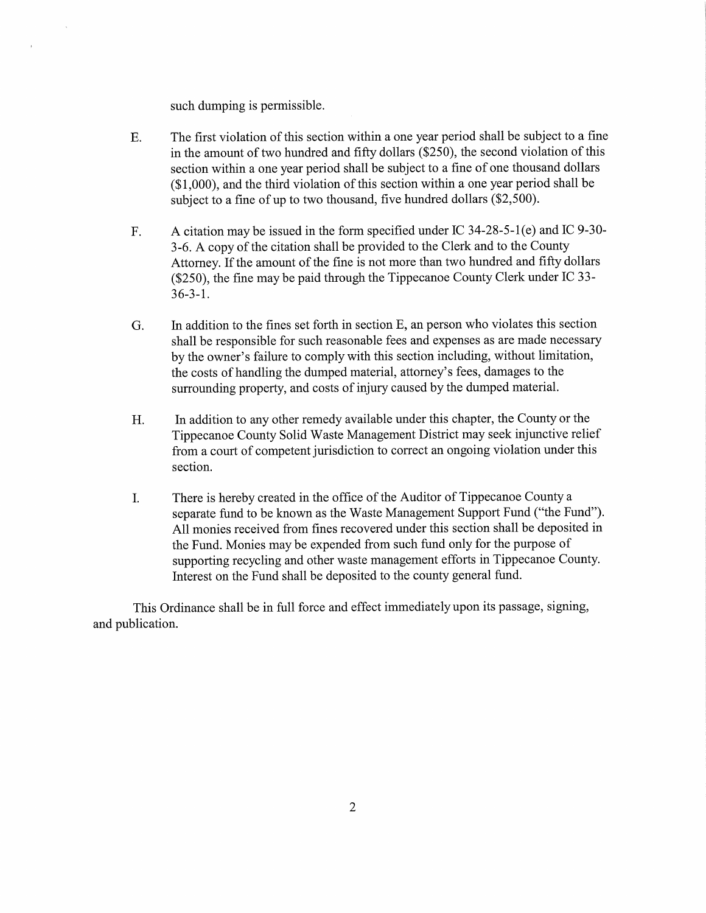such dumping is permissible.

E. The first violation of this section within a one year period shall be subject to a fine in the amount of two hundred and fifty dollars ($250), the second violation of this section within a one year period shall be subject to a fine of one thousand dollars ($1,000), and the third violation of this section within a one year period shall be subject to a fine of up to two thousand, five hundred dollars ($2,500).

F. A citation may be issued in the form specified under IC 34-28-5-1(e) and IC 9-30-3-6. A copy of the citation shall be provided to the Clerk and to the County Attorney. If the amount of the fine is not more than two hundred and fifty dollars ($250), the fine may be paid through the Tippecanoe County Clerk under IC 33-36-3-1.

G. In addition to the fines set forth in section E, an person who violates this section shall be responsible for such reasonable fees and expenses as are made necessary by the owner's failure to comply with this section including, without limitation, the costs of handling the dumped material, attorney's fees, damages to the surrounding property, and costs of injury caused by the dumped material.

H. In addition to any other remedy available under this chapter, the County or the Tippecanoe County Solid Waste Management District may seek injunctive relief from a court of competent jurisdiction to correct an ongoing violation under this section.

I. There is hereby created in the office of the Auditor of Tippecanoe County a separate fund to be known as the Waste Management Support Fund ("the Fund"). All monies received from fines recovered under this section shall be deposited in the Fund. Monies may be expended from such fund only for the purpose of supporting recycling and other waste management efforts in Tippecanoe County. Interest on the Fund shall be deposited to the county general fund.

This Ordinance shall be in full force and effect immediately upon its passage, signing, and publication.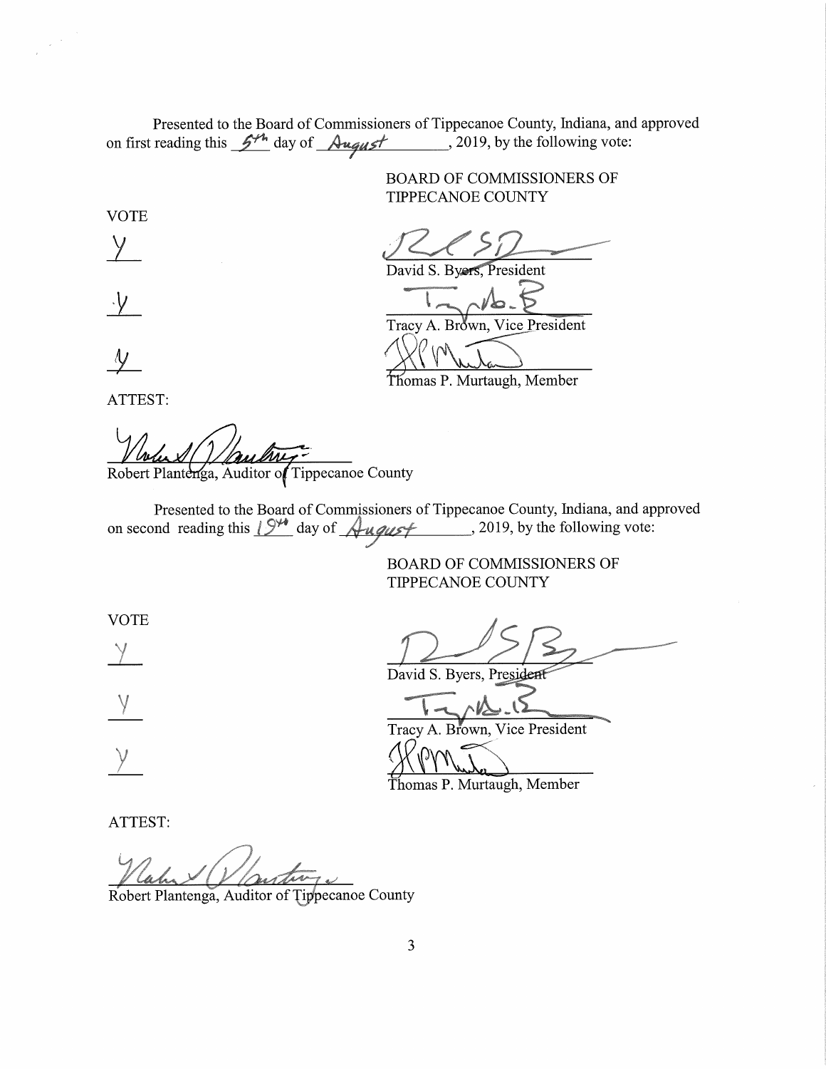Presented to the Board of Commissioners of Tippecanoe County, Indiana, and approved on first reading this 5th day of August, 2019, by the following vote:

BOARD OF COMMISSIONERS OF TIPPECANOE COUNTY

| VOTE | |
|---|---|
| Y | David S. Byers, President |
| Y | Tracy A. Brown, Vice President |
| Y | Thomas P. Murtaugh, Member |

ATTEST:

Robert Plantenga, Auditor of Tippecanoe County

Presented to the Board of Commissioners of Tippecanoe County, Indiana, and approved on second reading this 19th day of August, 2019, by the following vote:

BOARD OF COMMISSIONERS OF TIPPECANOE COUNTY

| VOTE | |
|---|---|
| Y | David S. Byers, President |
| Y | Tracy A. Brown, Vice President |
| Y | Thomas P. Murtaugh, Member |

ATTEST:

Robert Plantenga, Auditor of Tippecanoe County